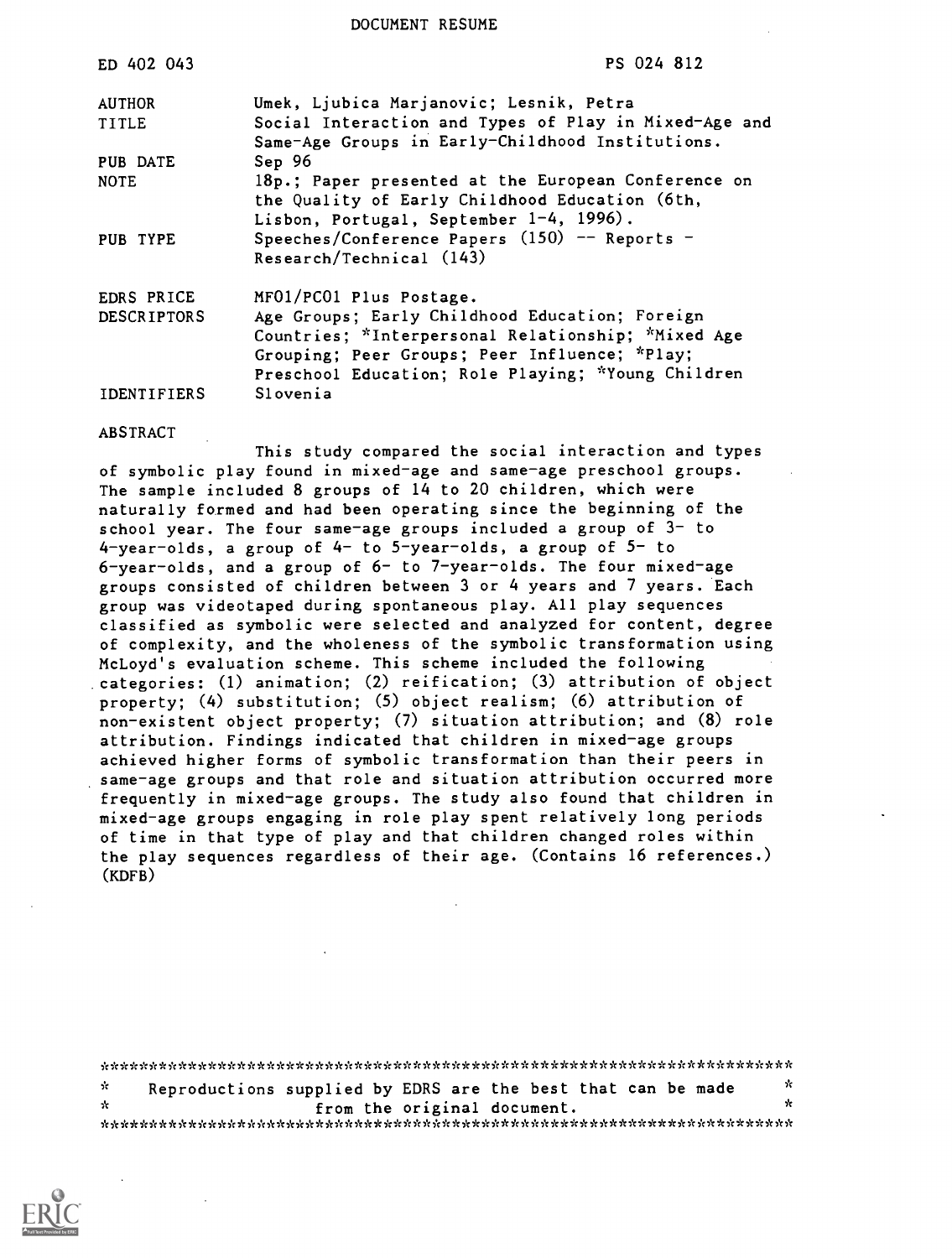DOCUMENT RESUME

| | |
|---|---|
| ED 402 043 | PS 024 812 |
| AUTHOR | Umek, Ljubica Marjanovic; Lesnik, Petra |
| TITLE | Social Interaction and Types of Play in Mixed-Age and Same-Age Groups in Early-Childhood Institutions. |
| PUB DATE | Sep 96 |
| NOTE | 18p.; Paper presented at the European Conference on the Quality of Early Childhood Education (6th, Lisbon, Portugal, September 1-4, 1996). |
| PUB TYPE | Speeches/Conference Papers (150) -- Reports - Research/Technical (143) |
| EDRS PRICE | MF01/PC01 Plus Postage. |
| DESCRIPTORS | Age Groups; Early Childhood Education; Foreign Countries; *Interpersonal Relationship; *Mixed Age Grouping; Peer Groups; Peer Influence; *Play; Preschool Education; Role Playing; *Young Children |
| IDENTIFIERS | Slovenia |

ABSTRACT

This study compared the social interaction and types of symbolic play found in mixed-age and same-age preschool groups. The sample included 8 groups of 14 to 20 children, which were naturally formed and had been operating since the beginning of the school year. The four same-age groups included a group of 3- to 4-year-olds, a group of 4- to 5-year-olds, a group of 5- to 6-year-olds, and a group of 6- to 7-year-olds. The four mixed-age groups consisted of children between 3 or 4 years and 7 years. Each group was videotaped during spontaneous play. All play sequences classified as symbolic were selected and analyzed for content, degree of complexity, and the wholeness of the symbolic transformation using McLoyd's evaluation scheme. This scheme included the following categories: (1) animation; (2) reification; (3) attribution of object property; (4) substitution; (5) object realism; (6) attribution of non-existent object property; (7) situation attribution; and (8) role attribution. Findings indicated that children in mixed-age groups achieved higher forms of symbolic transformation than their peers in same-age groups and that role and situation attribution occurred more frequently in mixed-age groups. The study also found that children in mixed-age groups engaging in role play spent relatively long periods of time in that type of play and that children changed roles within the play sequences regardless of their age. (Contains 16 references.) (KDFB)

***********************************************************************
* Reproductions supplied by EDRS are the best that can be made *
* from the original document. *
***********************************************************************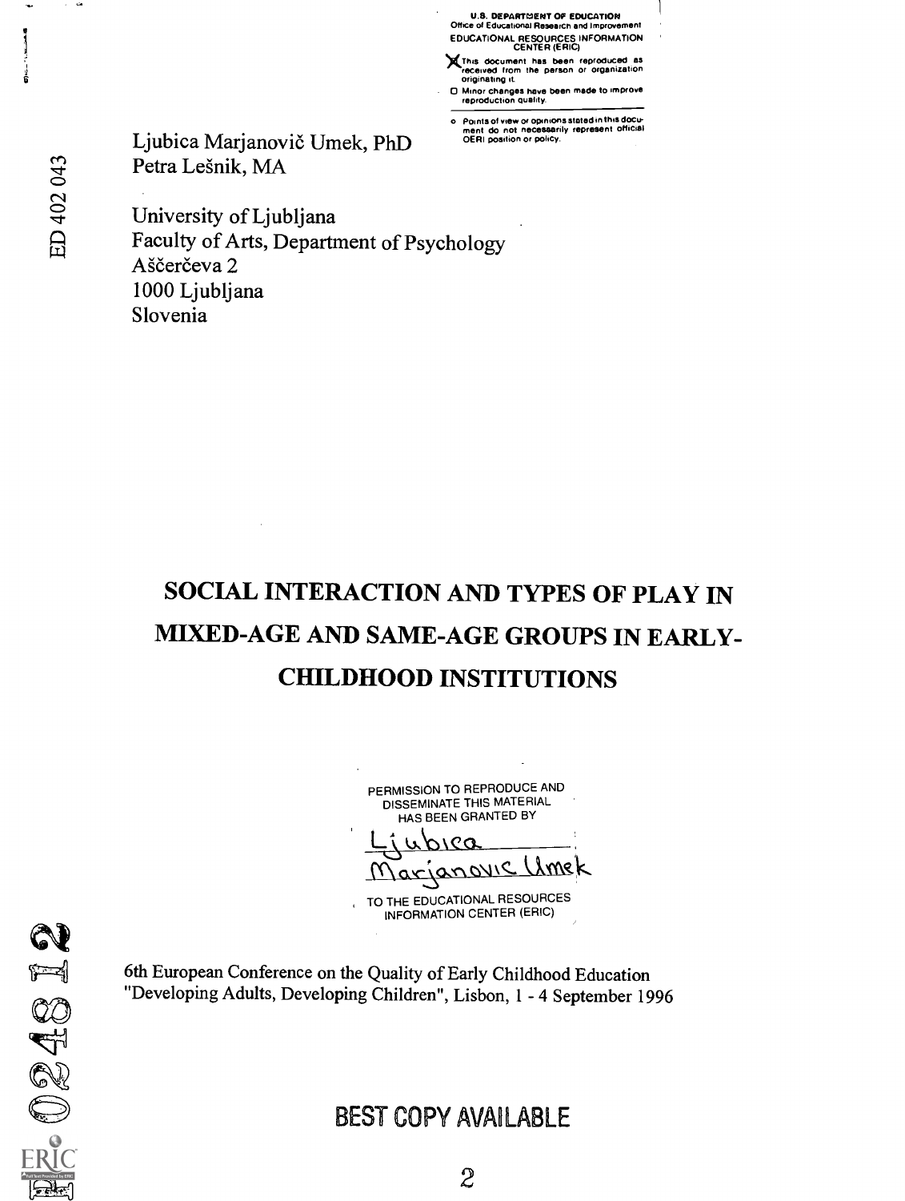U.S. DEPARTMENT OF EDUCATION
Office of Educational Research and Improvement
EDUCATIONAL RESOURCES INFORMATION CENTER (ERIC)

This document has been reproduced as received from the person or organization originating it.

Minor changes have been made to improve reproduction quality.

Points of view or opinions stated in this document do not necessarily represent official OERI position or policy.

ED 402 043

Ljubica Marjanovič Umek, PhD
Petra Lešnik, MA

University of Ljubljana
Faculty of Arts, Department of Psychology
Aščerčeva 2
1000 Ljubljana
Slovenia

# SOCIAL INTERACTION AND TYPES OF PLAY IN MIXED-AGE AND SAME-AGE GROUPS IN EARLY-CHILDHOOD INSTITUTIONS

PERMISSION TO REPRODUCE AND DISSEMINATE THIS MATERIAL HAS BEEN GRANTED BY

Ljubica Marjanovic Umek

TO THE EDUCATIONAL RESOURCES INFORMATION CENTER (ERIC)

6th European Conference on the Quality of Early Childhood Education "Developing Adults, Developing Children", Lisbon, 1 - 4 September 1996

PS 024812

BEST COPY AVAILABLE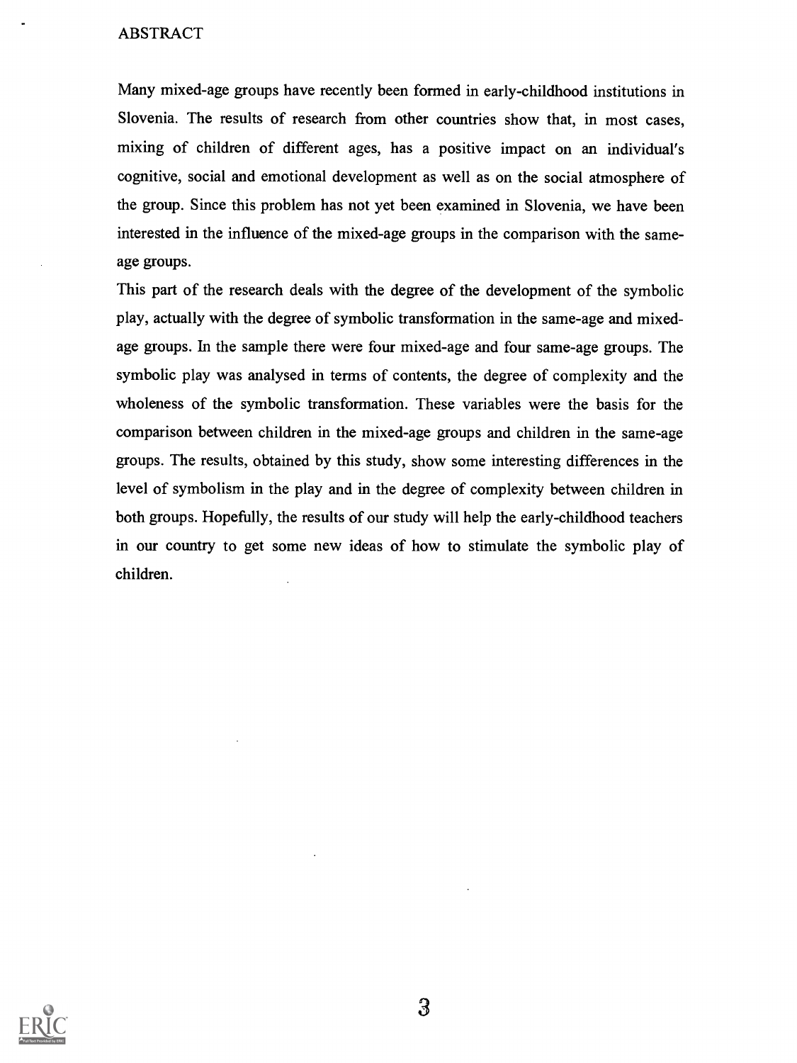# ABSTRACT

Many mixed-age groups have recently been formed in early-childhood institutions in Slovenia. The results of research from other countries show that, in most cases, mixing of children of different ages, has a positive impact on an individual's cognitive, social and emotional development as well as on the social atmosphere of the group. Since this problem has not yet been examined in Slovenia, we have been interested in the influence of the mixed-age groups in the comparison with the same-age groups.

This part of the research deals with the degree of the development of the symbolic play, actually with the degree of symbolic transformation in the same-age and mixed-age groups. In the sample there were four mixed-age and four same-age groups. The symbolic play was analysed in terms of contents, the degree of complexity and the wholeness of the symbolic transformation. These variables were the basis for the comparison between children in the mixed-age groups and children in the same-age groups. The results, obtained by this study, show some interesting differences in the level of symbolism in the play and in the degree of complexity between children in both groups. Hopefully, the results of our study will help the early-childhood teachers in our country to get some new ideas of how to stimulate the symbolic play of children.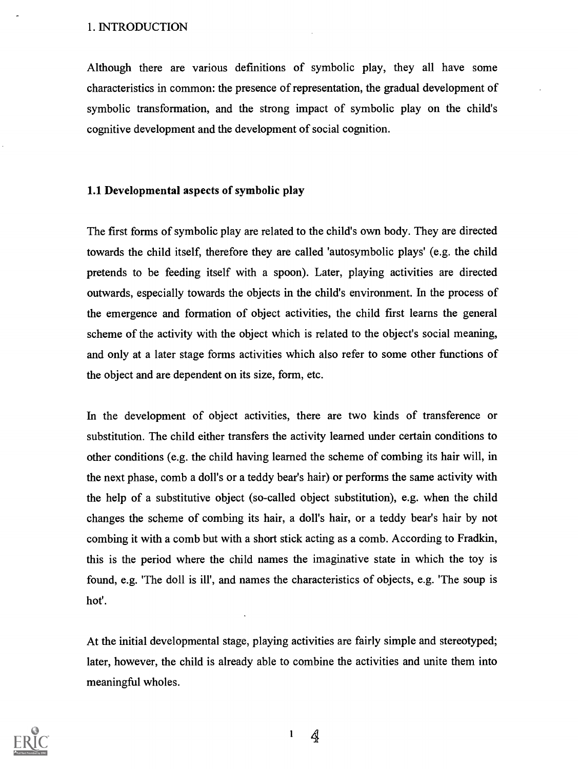# 1. INTRODUCTION

Although there are various definitions of symbolic play, they all have some characteristics in common: the presence of representation, the gradual development of symbolic transformation, and the strong impact of symbolic play on the child's cognitive development and the development of social cognition.

## 1.1 Developmental aspects of symbolic play

The first forms of symbolic play are related to the child's own body. They are directed towards the child itself, therefore they are called 'autosymbolic plays' (e.g. the child pretends to be feeding itself with a spoon). Later, playing activities are directed outwards, especially towards the objects in the child's environment. In the process of the emergence and formation of object activities, the child first learns the general scheme of the activity with the object which is related to the object's social meaning, and only at a later stage forms activities which also refer to some other functions of the object and are dependent on its size, form, etc.

In the development of object activities, there are two kinds of transference or substitution. The child either transfers the activity learned under certain conditions to other conditions (e.g. the child having learned the scheme of combing its hair will, in the next phase, comb a doll's or a teddy bear's hair) or performs the same activity with the help of a substitutive object (so-called object substitution), e.g. when the child changes the scheme of combing its hair, a doll's hair, or a teddy bear's hair by not combing it with a comb but with a short stick acting as a comb. According to Fradkin, this is the period where the child names the imaginative state in which the toy is found, e.g. 'The doll is ill', and names the characteristics of objects, e.g. 'The soup is hot'.

At the initial developmental stage, playing activities are fairly simple and stereotyped; later, however, the child is already able to combine the activities and unite them into meaningful wholes.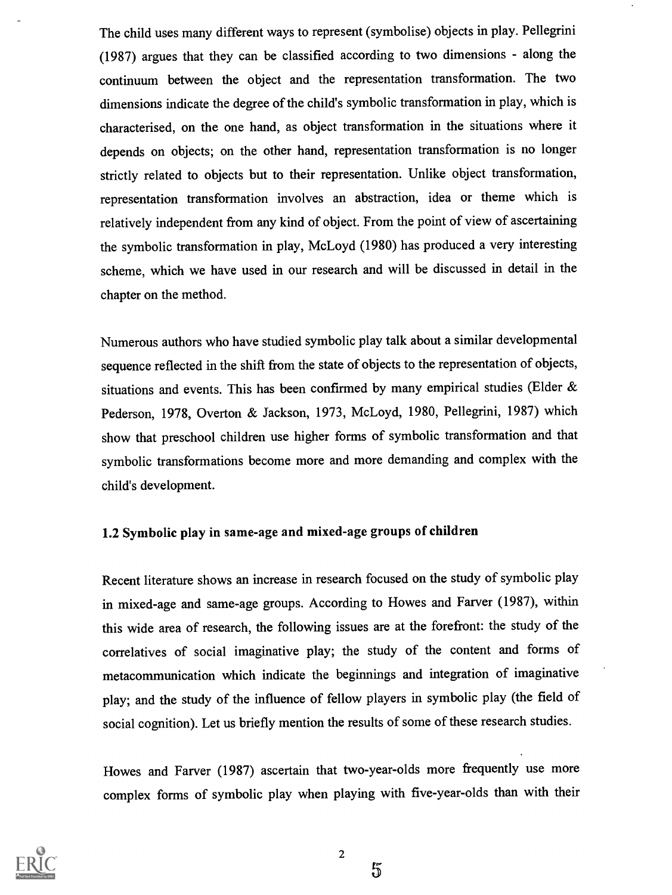The child uses many different ways to represent (symbolise) objects in play. Pellegrini (1987) argues that they can be classified according to two dimensions - along the continuum between the object and the representation transformation. The two dimensions indicate the degree of the child's symbolic transformation in play, which is characterised, on the one hand, as object transformation in the situations where it depends on objects; on the other hand, representation transformation is no longer strictly related to objects but to their representation. Unlike object transformation, representation transformation involves an abstraction, idea or theme which is relatively independent from any kind of object. From the point of view of ascertaining the symbolic transformation in play, McLoyd (1980) has produced a very interesting scheme, which we have used in our research and will be discussed in detail in the chapter on the method.

Numerous authors who have studied symbolic play talk about a similar developmental sequence reflected in the shift from the state of objects to the representation of objects, situations and events. This has been confirmed by many empirical studies (Elder & Pederson, 1978, Overton & Jackson, 1973, McLoyd, 1980, Pellegrini, 1987) which show that preschool children use higher forms of symbolic transformation and that symbolic transformations become more and more demanding and complex with the child's development.

### 1.2 Symbolic play in same-age and mixed-age groups of children

Recent literature shows an increase in research focused on the study of symbolic play in mixed-age and same-age groups. According to Howes and Farver (1987), within this wide area of research, the following issues are at the forefront: the study of the correlatives of social imaginative play; the study of the content and forms of metacommunication which indicate the beginnings and integration of imaginative play; and the study of the influence of fellow players in symbolic play (the field of social cognition). Let us briefly mention the results of some of these research studies.

Howes and Farver (1987) ascertain that two-year-olds more frequently use more complex forms of symbolic play when playing with five-year-olds than with their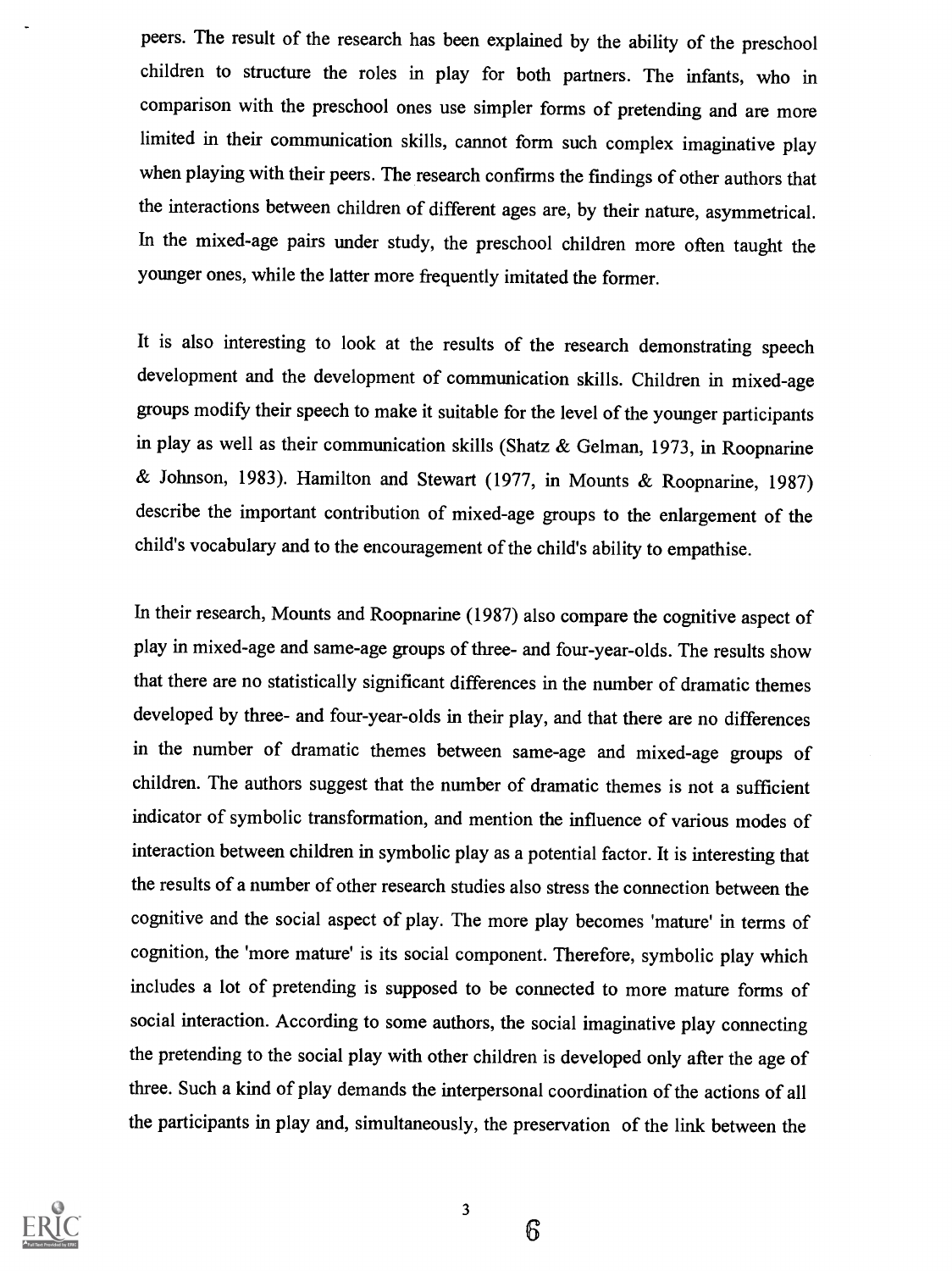peers. The result of the research has been explained by the ability of the preschool children to structure the roles in play for both partners. The infants, who in comparison with the preschool ones use simpler forms of pretending and are more limited in their communication skills, cannot form such complex imaginative play when playing with their peers. The research confirms the findings of other authors that the interactions between children of different ages are, by their nature, asymmetrical. In the mixed-age pairs under study, the preschool children more often taught the younger ones, while the latter more frequently imitated the former.

It is also interesting to look at the results of the research demonstrating speech development and the development of communication skills. Children in mixed-age groups modify their speech to make it suitable for the level of the younger participants in play as well as their communication skills (Shatz & Gelman, 1973, in Roopnarine & Johnson, 1983). Hamilton and Stewart (1977, in Mounts & Roopnarine, 1987) describe the important contribution of mixed-age groups to the enlargement of the child's vocabulary and to the encouragement of the child's ability to empathise.

In their research, Mounts and Roopnarine (1987) also compare the cognitive aspect of play in mixed-age and same-age groups of three- and four-year-olds. The results show that there are no statistically significant differences in the number of dramatic themes developed by three- and four-year-olds in their play, and that there are no differences in the number of dramatic themes between same-age and mixed-age groups of children. The authors suggest that the number of dramatic themes is not a sufficient indicator of symbolic transformation, and mention the influence of various modes of interaction between children in symbolic play as a potential factor. It is interesting that the results of a number of other research studies also stress the connection between the cognitive and the social aspect of play. The more play becomes 'mature' in terms of cognition, the 'more mature' is its social component. Therefore, symbolic play which includes a lot of pretending is supposed to be connected to more mature forms of social interaction. According to some authors, the social imaginative play connecting the pretending to the social play with other children is developed only after the age of three. Such a kind of play demands the interpersonal coordination of the actions of all the participants in play and, simultaneously, the preservation of the link between the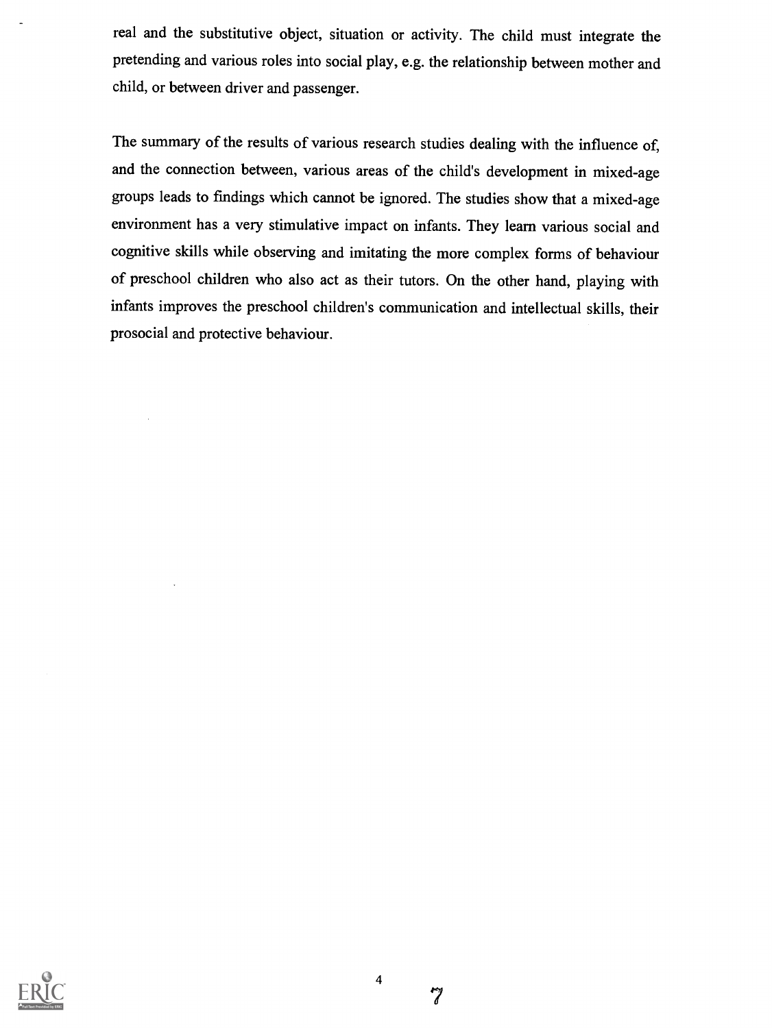real and the substitutive object, situation or activity. The child must integrate the pretending and various roles into social play, e.g. the relationship between mother and child, or between driver and passenger.

The summary of the results of various research studies dealing with the influence of, and the connection between, various areas of the child's development in mixed-age groups leads to findings which cannot be ignored. The studies show that a mixed-age environment has a very stimulative impact on infants. They learn various social and cognitive skills while observing and imitating the more complex forms of behaviour of preschool children who also act as their tutors. On the other hand, playing with infants improves the preschool children's communication and intellectual skills, their prosocial and protective behaviour.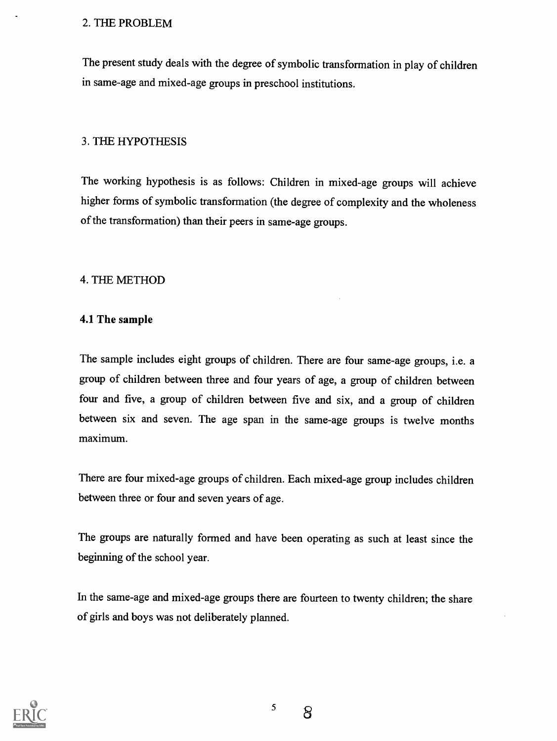## 2. THE PROBLEM

The present study deals with the degree of symbolic transformation in play of children in same-age and mixed-age groups in preschool institutions.

## 3. THE HYPOTHESIS

The working hypothesis is as follows: Children in mixed-age groups will achieve higher forms of symbolic transformation (the degree of complexity and the wholeness of the transformation) than their peers in same-age groups.

## 4. THE METHOD

### 4.1 The sample

The sample includes eight groups of children. There are four same-age groups, i.e. a group of children between three and four years of age, a group of children between four and five, a group of children between five and six, and a group of children between six and seven. The age span in the same-age groups is twelve months maximum.

There are four mixed-age groups of children. Each mixed-age group includes children between three or four and seven years of age.

The groups are naturally formed and have been operating as such at least since the beginning of the school year.

In the same-age and mixed-age groups there are fourteen to twenty children; the share of girls and boys was not deliberately planned.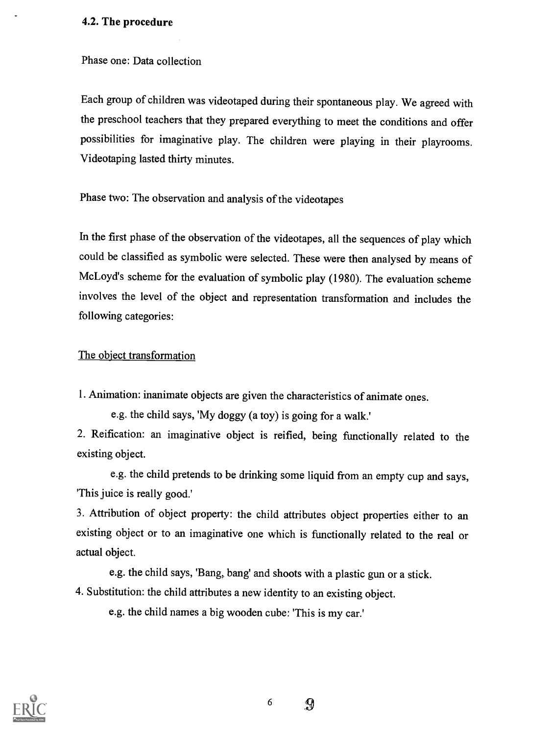### 4.2. The procedure

Phase one: Data collection

Each group of children was videotaped during their spontaneous play. We agreed with the preschool teachers that they prepared everything to meet the conditions and offer possibilities for imaginative play. The children were playing in their playrooms. Videotaping lasted thirty minutes.

Phase two: The observation and analysis of the videotapes

In the first phase of the observation of the videotapes, all the sequences of play which could be classified as symbolic were selected. These were then analysed by means of McLoyd's scheme for the evaluation of symbolic play (1980). The evaluation scheme involves the level of the object and representation transformation and includes the following categories:

The object transformation

1. Animation: inanimate objects are given the characteristics of animate ones.

    e.g. the child says, 'My doggy (a toy) is going for a walk.'

2. Reification: an imaginative object is reified, being functionally related to the existing object.

    e.g. the child pretends to be drinking some liquid from an empty cup and says, 'This juice is really good.'

3. Attribution of object property: the child attributes object properties either to an existing object or to an imaginative one which is functionally related to the real or actual object.

    e.g. the child says, 'Bang, bang' and shoots with a plastic gun or a stick.

4. Substitution: the child attributes a new identity to an existing object.

    e.g. the child names a big wooden cube: 'This is my car.'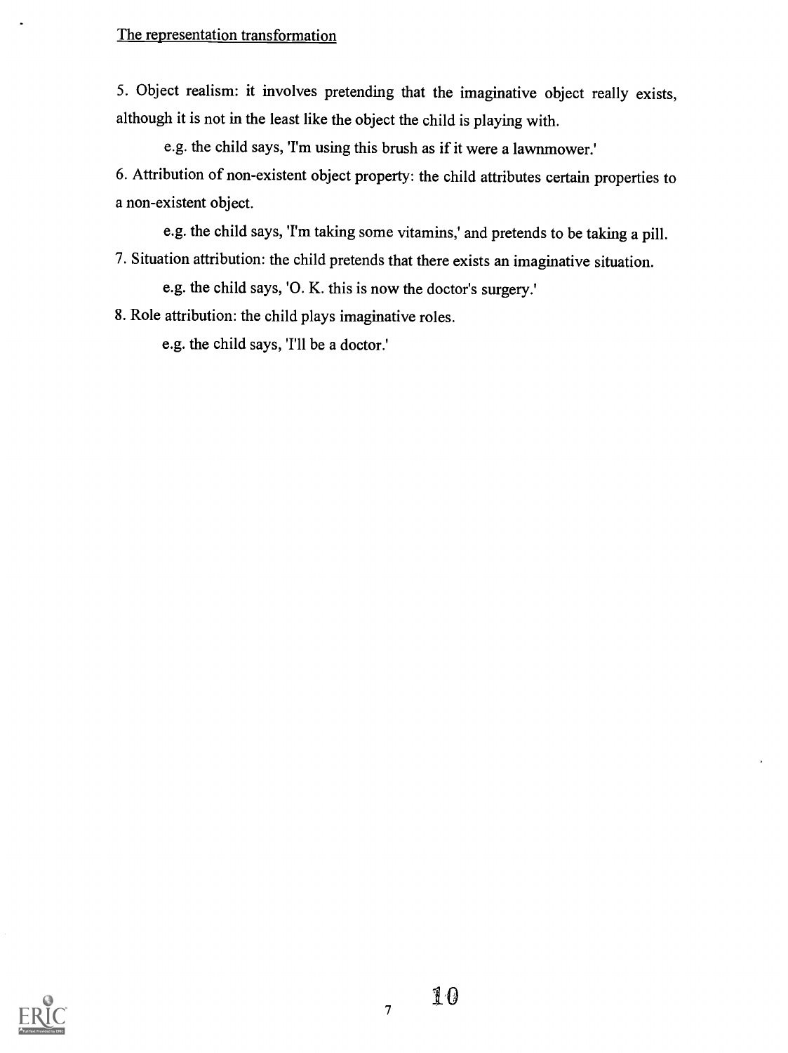The representation transformation

5. Object realism: it involves pretending that the imaginative object really exists, although it is not in the least like the object the child is playing with.

    e.g. the child says, 'I'm using this brush as if it were a lawnmower.'

6. Attribution of non-existent object property: the child attributes certain properties to a non-existent object.

    e.g. the child says, 'I'm taking some vitamins,' and pretends to be taking a pill.

7. Situation attribution: the child pretends that there exists an imaginative situation.

    e.g. the child says, 'O. K. this is now the doctor's surgery.'

8. Role attribution: the child plays imaginative roles.

    e.g. the child says, 'I'll be a doctor.'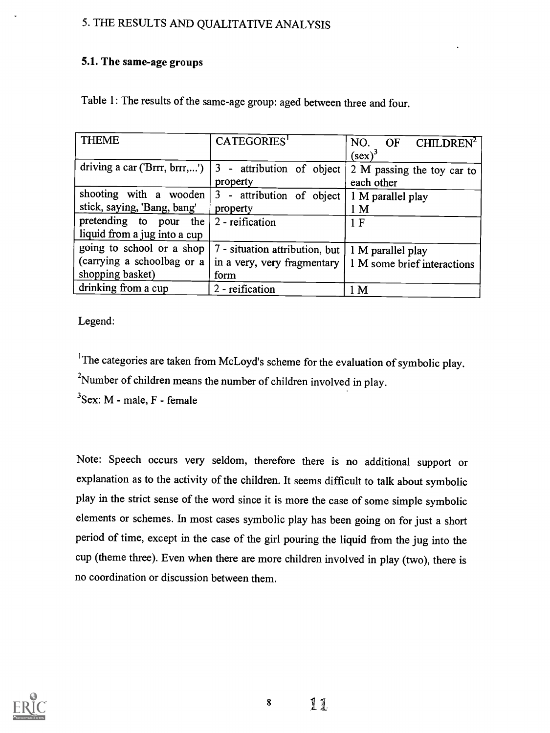## 5. THE RESULTS AND QUALITATIVE ANALYSIS

### 5.1. The same-age groups

Table 1: The results of the same-age group: aged between three and four.

| THEME | CATEGORIES[1] | NO. OF CHILDREN[2] (sex)[3] |
|---|---|---|
| driving a car ('Brrr, brrr,...') | 3 - attribution of object property | 2 M passing the toy car to each other |
| shooting with a wooden stick, saying, 'Bang, bang' | 3 - attribution of object property | 1 M parallel play<br>1 M |
| pretending to pour the liquid from a jug into a cup | 2 - reification | 1 F |
| going to school or a shop (carrying a schoolbag or a shopping basket) | 7 - situation attribution, but in a very, very fragmentary form | 1 M parallel play<br>1 M some brief interactions |
| drinking from a cup | 2 - reification | 1 M |

Legend:

[1]The categories are taken from McLoyd's scheme for the evaluation of symbolic play.

[2]Number of children means the number of children involved in play.

[3]Sex: M - male, F - female

Note: Speech occurs very seldom, therefore there is no additional support or explanation as to the activity of the children. It seems difficult to talk about symbolic play in the strict sense of the word since it is more the case of some simple symbolic elements or schemes. In most cases symbolic play has been going on for just a short period of time, except in the case of the girl pouring the liquid from the jug into the cup (theme three). Even when there are more children involved in play (two), there is no coordination or discussion between them.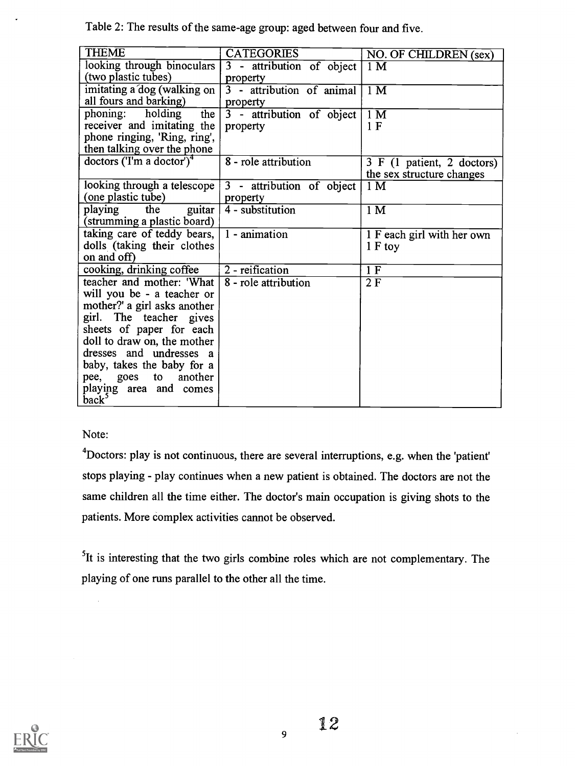Table 2: The results of the same-age group: aged between four and five.

| THEME | CATEGORIES | NO. OF CHILDREN (sex) |
|---|---|---|
| looking through binoculars (two plastic tubes) | 3 - attribution of object property | 1 M |
| imitating a dog (walking on all fours and barking) | 3 - attribution of animal property | 1 M |
| phoning: holding the receiver and imitating the phone ringing, 'Ring, ring', then talking over the phone | 3 - attribution of object property | 1 M<br>1 F |
| doctors ('I'm a doctor')[4] | 8 - role attribution | 3 F (1 patient, 2 doctors) the sex structure changes |
| looking through a telescope (one plastic tube) | 3 - attribution of object property | 1 M |
| playing the guitar (strumming a plastic board) | 4 - substitution | 1 M |
| taking care of teddy bears, dolls (taking their clothes on and off) | 1 - animation | 1 F each girl with her own<br>1 F toy |
| cooking, drinking coffee | 2 - reification | 1 F |
| teacher and mother: 'What will you be - a teacher or mother?' a girl asks another girl. The teacher gives sheets of paper for each doll to draw on, the mother dresses and undresses a baby, takes the baby for a pee, goes to another playing area and comes back[5] | 8 - role attribution | 2 F |

Note:

[4]Doctors: play is not continuous, there are several interruptions, e.g. when the 'patient' stops playing - play continues when a new patient is obtained. The doctors are not the same children all the time either. The doctor's main occupation is giving shots to the patients. More complex activities cannot be observed.

[5]It is interesting that the two girls combine roles which are not complementary. The playing of one runs parallel to the other all the time.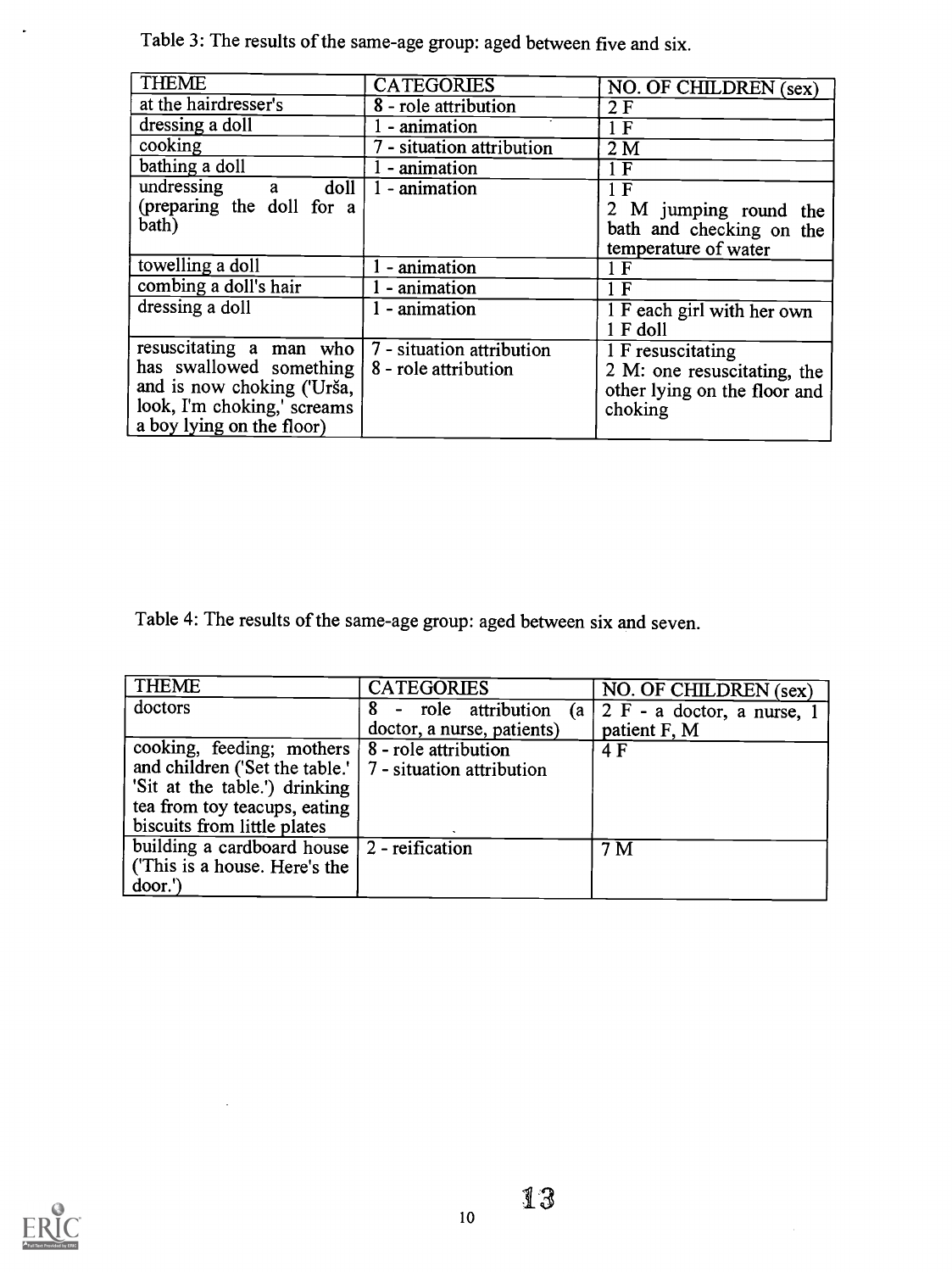Table 3: The results of the same-age group: aged between five and six.

| THEME | CATEGORIES | NO. OF CHILDREN (sex) |
|---|---|---|
| at the hairdresser's | 8 - role attribution | 2 F |
| dressing a doll | 1 - animation | 1 F |
| cooking | 7 - situation attribution | 2 M |
| bathing a doll | 1 - animation | 1 F |
| undressing a doll (preparing the doll for a bath) | 1 - animation | 1 F<br>2 M jumping round the bath and checking on the temperature of water |
| towelling a doll | 1 - animation | 1 F |
| combing a doll's hair | 1 - animation | 1 F |
| dressing a doll | 1 - animation | 1 F each girl with her own<br>1 F doll |
| resuscitating a man who has swallowed something and is now choking ('Urša, look, I'm choking,' screams a boy lying on the floor) | 7 - situation attribution<br>8 - role attribution | 1 F resuscitating<br>2 M: one resuscitating, the other lying on the floor and choking |

Table 4: The results of the same-age group: aged between six and seven.

| THEME | CATEGORIES | NO. OF CHILDREN (sex) |
|---|---|---|
| doctors | 8 - role attribution (a doctor, a nurse, patients) | 2 F - a doctor, a nurse, 1 patient F, M |
| cooking, feeding; mothers and children ('Set the table.' 'Sit at the table.') drinking tea from toy teacups, eating biscuits from little plates | 8 - role attribution<br>7 - situation attribution | 4 F |
| building a cardboard house ('This is a house. Here's the door.') | 2 - reification | 7 M |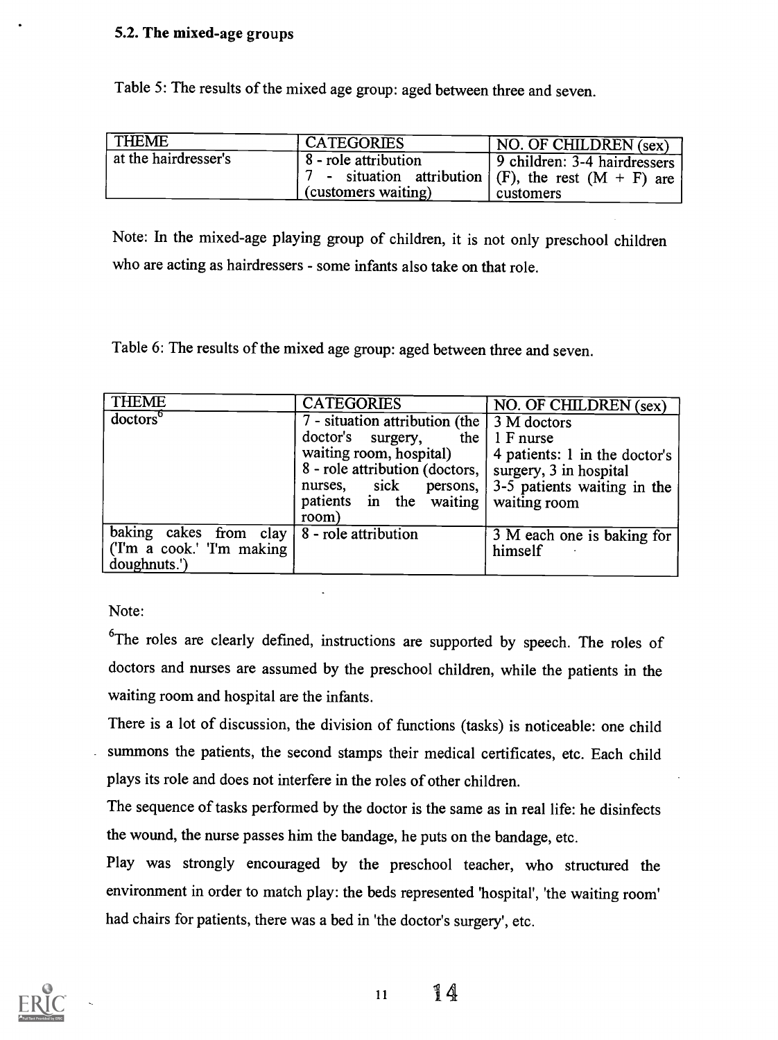### 5.2. The mixed-age groups

Table 5: The results of the mixed age group: aged between three and seven.

| THEME | CATEGORIES | NO. OF CHILDREN (sex) |
|---|---|---|
| at the hairdresser's | 8 - role attribution<br>7 - situation attribution (customers waiting) | 9 children: 3-4 hairdressers (F), the rest (M + F) are customers |

Note: In the mixed-age playing group of children, it is not only preschool children who are acting as hairdressers - some infants also take on that role.

Table 6: The results of the mixed age group: aged between three and seven.

| THEME | CATEGORIES | NO. OF CHILDREN (sex) |
|---|---|---|
| doctors[6] | 7 - situation attribution (the doctor's surgery, the waiting room, hospital)<br>8 - role attribution (doctors, nurses, sick persons, patients in the waiting room) | 3 M doctors<br>1 F nurse<br>4 patients: 1 in the doctor's surgery, 3 in hospital<br>3-5 patients waiting in the waiting room |
| baking cakes from clay ('I'm a cook.' 'I'm making doughnuts.') | 8 - role attribution | 3 M each one is baking for himself |

Note:

[6]The roles are clearly defined, instructions are supported by speech. The roles of doctors and nurses are assumed by the preschool children, while the patients in the waiting room and hospital are the infants.

There is a lot of discussion, the division of functions (tasks) is noticeable: one child summons the patients, the second stamps their medical certificates, etc. Each child plays its role and does not interfere in the roles of other children.

The sequence of tasks performed by the doctor is the same as in real life: he disinfects the wound, the nurse passes him the bandage, he puts on the bandage, etc.

Play was strongly encouraged by the preschool teacher, who structured the environment in order to match play: the beds represented 'hospital', 'the waiting room' had chairs for patients, there was a bed in 'the doctor's surgery', etc.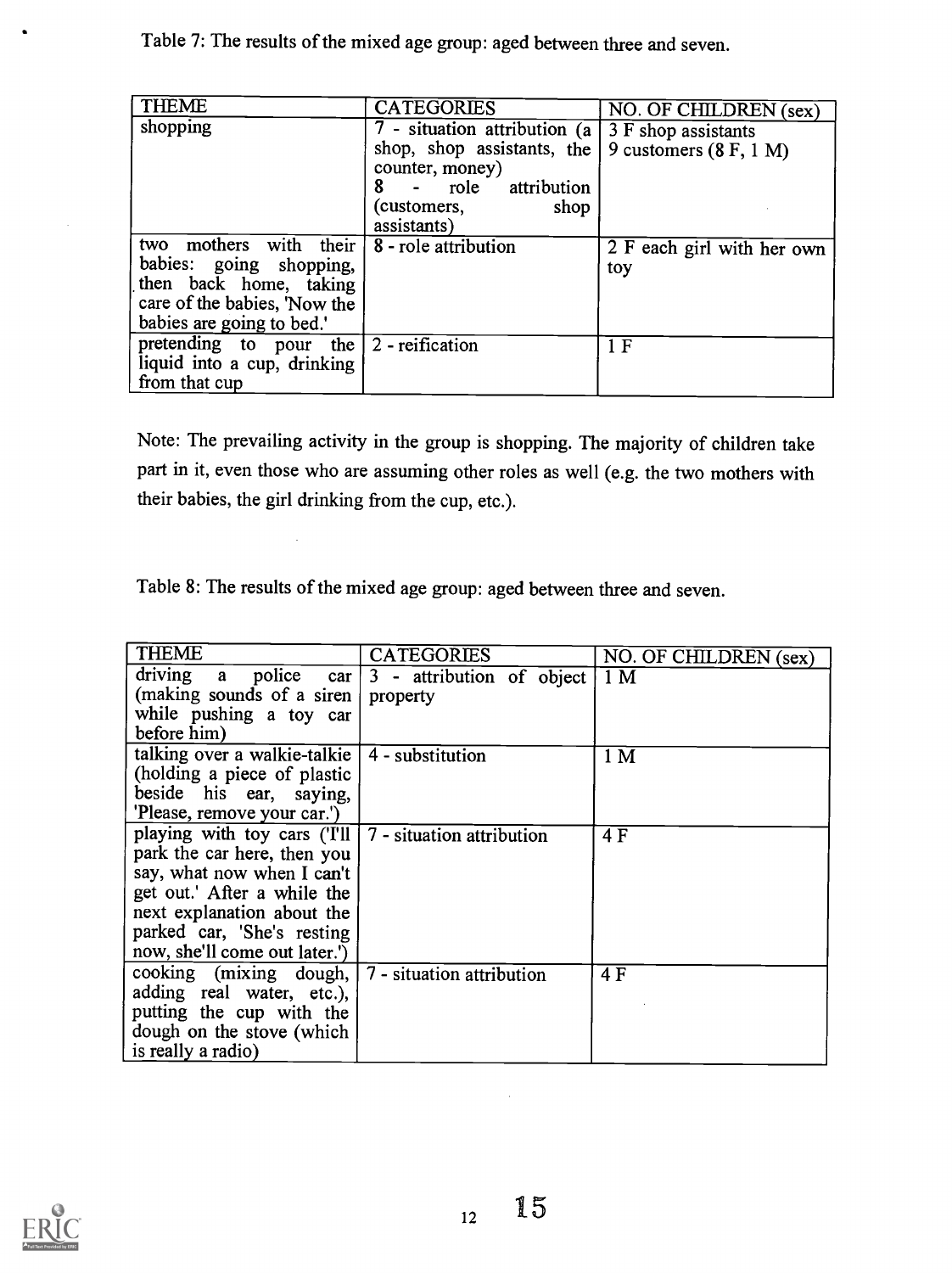Table 7: The results of the mixed age group: aged between three and seven.

| THEME | CATEGORIES | NO. OF CHILDREN (sex) |
|---|---|---|
| shopping | 7 - situation attribution (a shop, shop assistants, the counter, money)<br>8 - role attribution (customers, shop assistants) | 3 F shop assistants<br>9 customers (8 F, 1 M) |
| two mothers with their babies: going shopping, then back home, taking care of the babies, 'Now the babies are going to bed.' | 8 - role attribution | 2 F each girl with her own toy |
| pretending to pour the liquid into a cup, drinking from that cup | 2 - reification | 1 F |

Note: The prevailing activity in the group is shopping. The majority of children take part in it, even those who are assuming other roles as well (e.g. the two mothers with their babies, the girl drinking from the cup, etc.).

Table 8: The results of the mixed age group: aged between three and seven.

| THEME | CATEGORIES | NO. OF CHILDREN (sex) |
|---|---|---|
| driving a police car (making sounds of a siren while pushing a toy car before him) | 3 - attribution of object property | 1 M |
| talking over a walkie-talkie (holding a piece of plastic beside his ear, saying, 'Please, remove your car.') | 4 - substitution | 1 M |
| playing with toy cars ('I'll park the car here, then you say, what now when I can't get out.' After a while the next explanation about the parked car, 'She's resting now, she'll come out later.') | 7 - situation attribution | 4 F |
| cooking (mixing dough, adding real water, etc.), putting the cup with the dough on the stove (which is really a radio) | 7 - situation attribution | 4 F |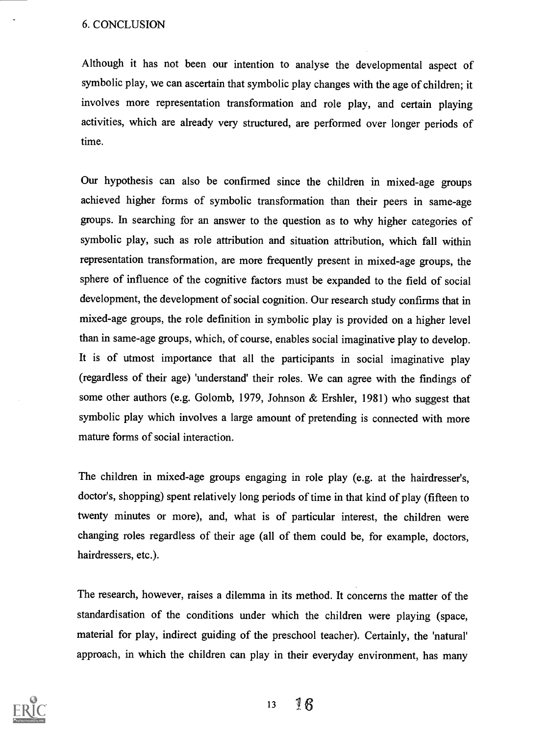## 6. CONCLUSION

Although it has not been our intention to analyse the developmental aspect of symbolic play, we can ascertain that symbolic play changes with the age of children; it involves more representation transformation and role play, and certain playing activities, which are already very structured, are performed over longer periods of time.

Our hypothesis can also be confirmed since the children in mixed-age groups achieved higher forms of symbolic transformation than their peers in same-age groups. In searching for an answer to the question as to why higher categories of symbolic play, such as role attribution and situation attribution, which fall within representation transformation, are more frequently present in mixed-age groups, the sphere of influence of the cognitive factors must be expanded to the field of social development, the development of social cognition. Our research study confirms that in mixed-age groups, the role definition in symbolic play is provided on a higher level than in same-age groups, which, of course, enables social imaginative play to develop. It is of utmost importance that all the participants in social imaginative play (regardless of their age) 'understand' their roles. We can agree with the findings of some other authors (e.g. Golomb, 1979, Johnson & Ershler, 1981) who suggest that symbolic play which involves a large amount of pretending is connected with more mature forms of social interaction.

The children in mixed-age groups engaging in role play (e.g. at the hairdresser's, doctor's, shopping) spent relatively long periods of time in that kind of play (fifteen to twenty minutes or more), and, what is of particular interest, the children were changing roles regardless of their age (all of them could be, for example, doctors, hairdressers, etc.).

The research, however, raises a dilemma in its method. It concerns the matter of the standardisation of the conditions under which the children were playing (space, material for play, indirect guiding of the preschool teacher). Certainly, the 'natural' approach, in which the children can play in their everyday environment, has many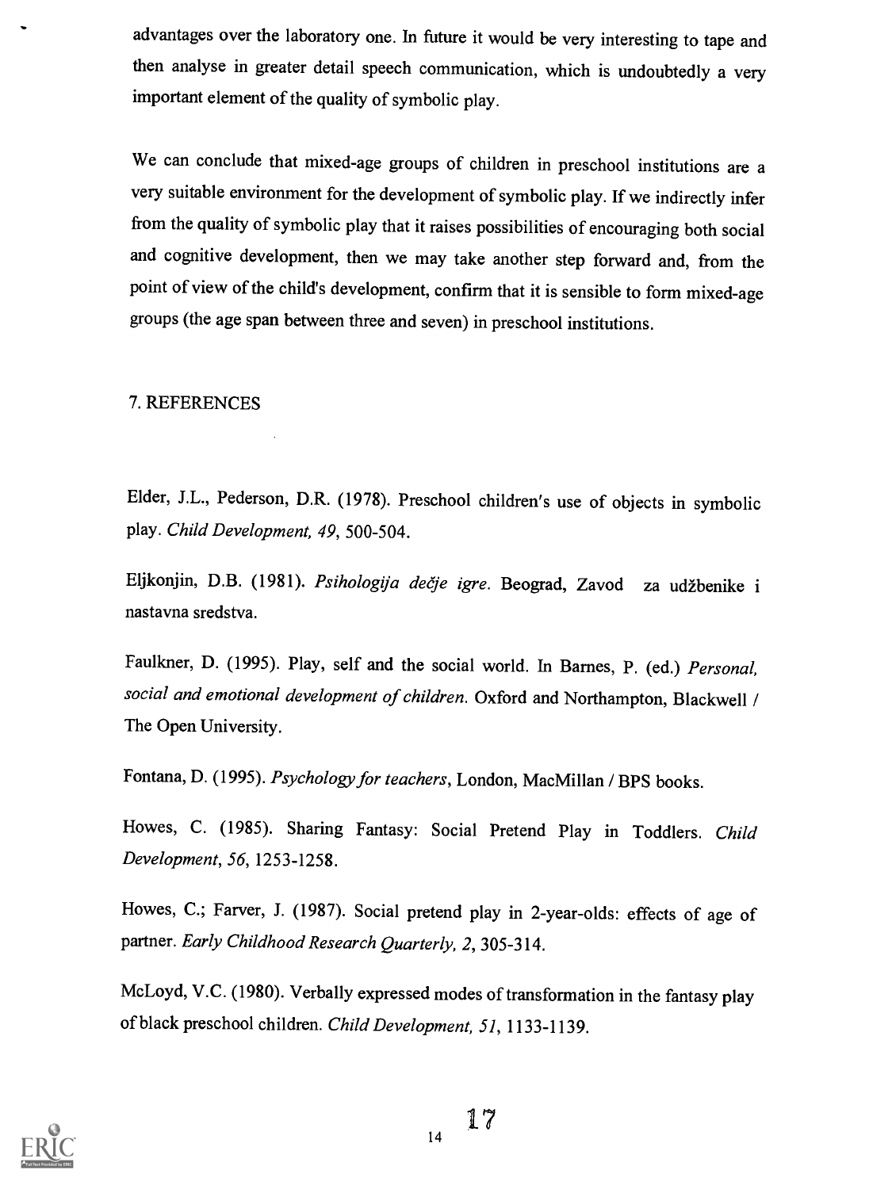advantages over the laboratory one. In future it would be very interesting to tape and then analyse in greater detail speech communication, which is undoubtedly a very important element of the quality of symbolic play.

We can conclude that mixed-age groups of children in preschool institutions are a very suitable environment for the development of symbolic play. If we indirectly infer from the quality of symbolic play that it raises possibilities of encouraging both social and cognitive development, then we may take another step forward and, from the point of view of the child's development, confirm that it is sensible to form mixed-age groups (the age span between three and seven) in preschool institutions.

## 7. REFERENCES

Elder, J.L., Pederson, D.R. (1978). Preschool children's use of objects in symbolic play. *Child Development, 49*, 500-504.

Eljkonjin, D.B. (1981). *Psihologija dečje igre*. Beograd, Zavod za udžbenike i nastavna sredstva.

Faulkner, D. (1995). Play, self and the social world. In Barnes, P. (ed.) *Personal, social and emotional development of children.* Oxford and Northampton, Blackwell / The Open University.

Fontana, D. (1995). *Psychology for teachers*, London, MacMillan / BPS books.

Howes, C. (1985). Sharing Fantasy: Social Pretend Play in Toddlers. *Child Development, 56*, 1253-1258.

Howes, C.; Farver, J. (1987). Social pretend play in 2-year-olds: effects of age of partner. *Early Childhood Research Quarterly, 2*, 305-314.

McLoyd, V.C. (1980). Verbally expressed modes of transformation in the fantasy play of black preschool children. *Child Development, 51*, 1133-1139.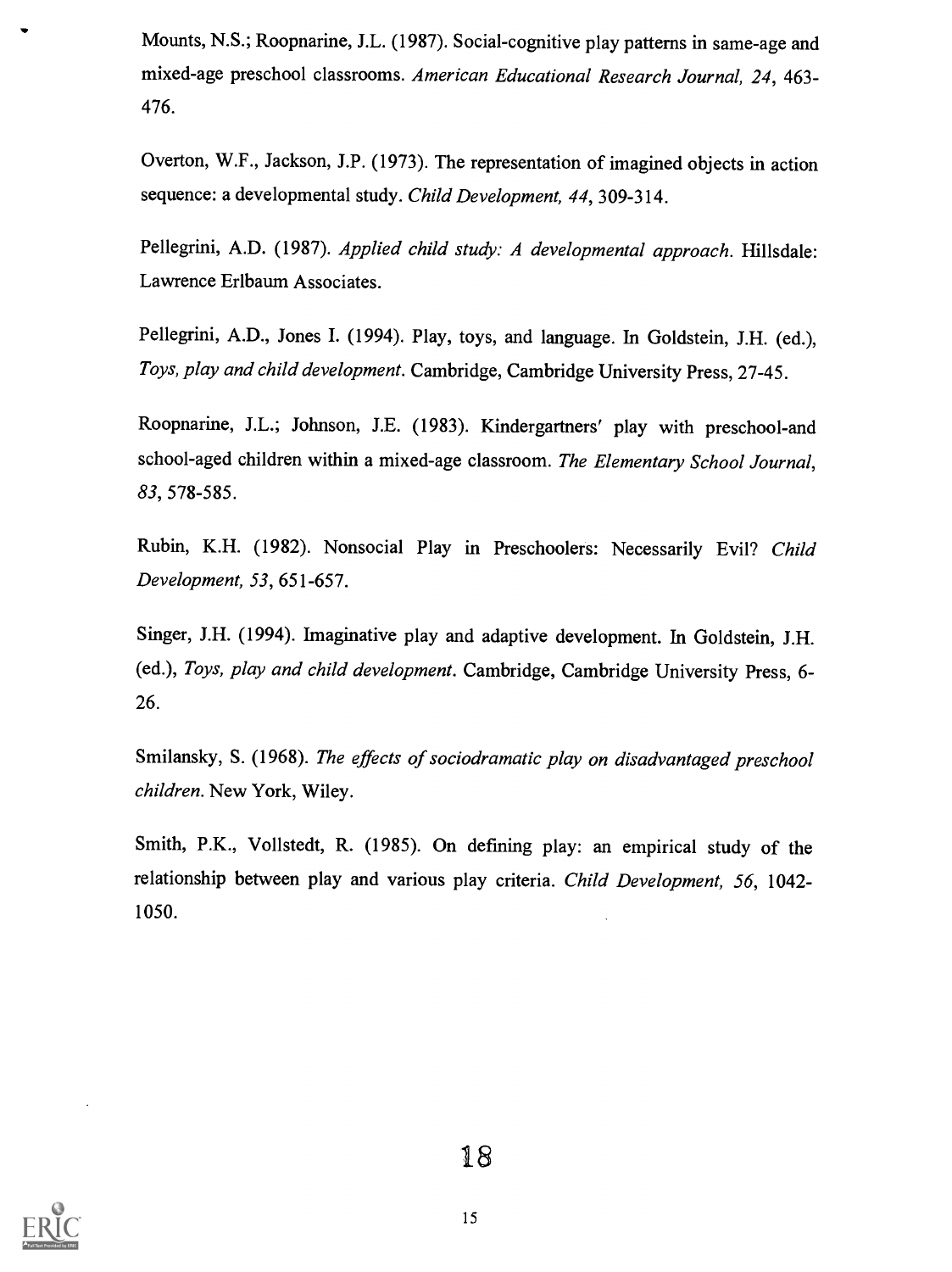Mounts, N.S.; Roopnarine, J.L. (1987). Social-cognitive play patterns in same-age and mixed-age preschool classrooms. *American Educational Research Journal, 24*, 463-476.

Overton, W.F., Jackson, J.P. (1973). The representation of imagined objects in action sequence: a developmental study. *Child Development, 44*, 309-314.

Pellegrini, A.D. (1987). *Applied child study: A developmental approach*. Hillsdale: Lawrence Erlbaum Associates.

Pellegrini, A.D., Jones I. (1994). Play, toys, and language. In Goldstein, J.H. (ed.), *Toys, play and child development*. Cambridge, Cambridge University Press, 27-45.

Roopnarine, J.L.; Johnson, J.E. (1983). Kindergartners' play with preschool-and school-aged children within a mixed-age classroom. *The Elementary School Journal, 83*, 578-585.

Rubin, K.H. (1982). Nonsocial Play in Preschoolers: Necessarily Evil? *Child Development, 53*, 651-657.

Singer, J.H. (1994). Imaginative play and adaptive development. In Goldstein, J.H. (ed.), *Toys, play and child development*. Cambridge, Cambridge University Press, 6-26.

Smilansky, S. (1968). *The effects of sociodramatic play on disadvantaged preschool children*. New York, Wiley.

Smith, P.K., Vollstedt, R. (1985). On defining play: an empirical study of the relationship between play and various play criteria. *Child Development, 56*, 1042-1050.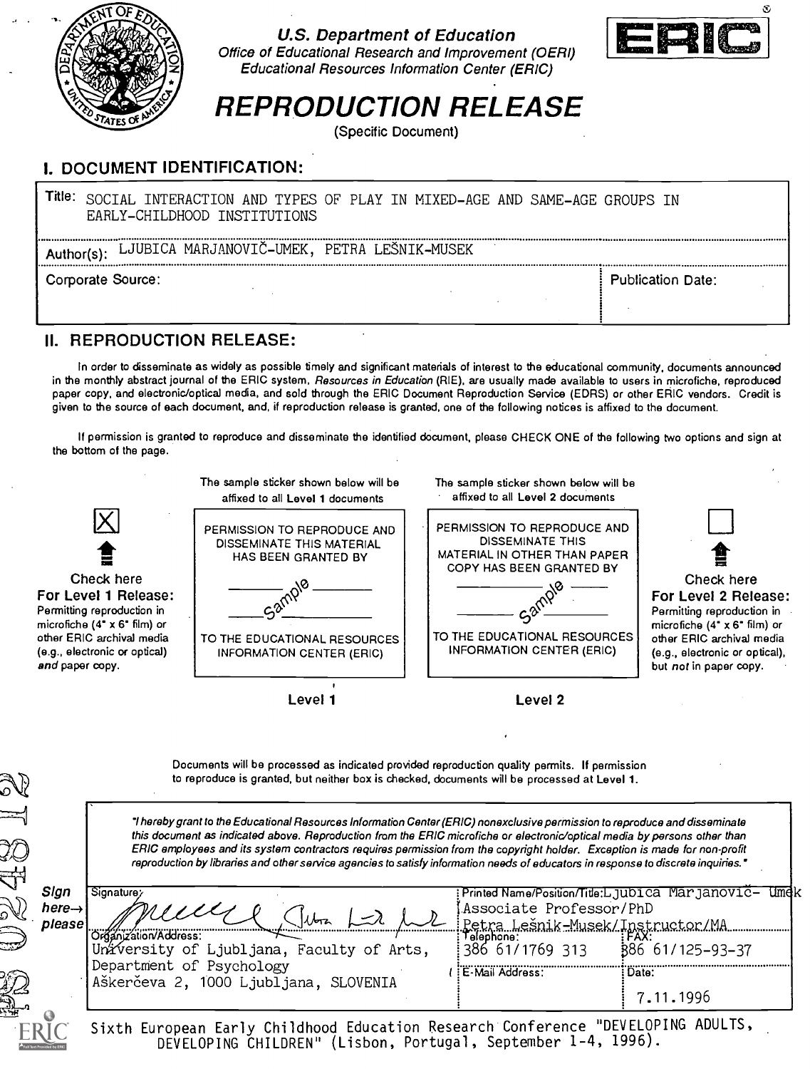**U.S. Department of Education**
*Office of Educational Research and Improvement (OERI)*
*Educational Resources Information Center (ERIC)*

# REPRODUCTION RELEASE

(Specific Document)

## I. DOCUMENT IDENTIFICATION:

Title: SOCIAL INTERACTION AND TYPES OF PLAY IN MIXED-AGE AND SAME-AGE GROUPS IN EARLY-CHILDHOOD INSTITUTIONS

Author(s): LJUBICA MARJANOVIČ-UMEK, PETRA LEŠNIK-MUSEK

Corporate Source:

Publication Date:

## II. REPRODUCTION RELEASE:

In order to disseminate as widely as possible timely and significant materials of interest to the educational community, documents announced in the monthly abstract journal of the ERIC system, *Resources in Education* (RIE), are usually made available to users in microfiche, reproduced paper copy, and electronic/optical media, and sold through the ERIC Document Reproduction Service (EDRS) or other ERIC vendors. Credit is given to the source of each document, and, if reproduction release is granted, one of the following notices is affixed to the document.

If permission is granted to reproduce and disseminate the identified document, please CHECK ONE of the following two options and sign at the bottom of the page.

| | The sample sticker shown below will be affixed to all Level 1 documents | The sample sticker shown below will be affixed to all Level 2 documents | |
|---|---|---|---|
| [X] Check here **For Level 1 Release:** Permitting reproduction in microfiche (4" x 6" film) or other ERIC archival media (e.g., electronic or optical) *and* paper copy. | PERMISSION TO REPRODUCE AND DISSEMINATE THIS MATERIAL HAS BEEN GRANTED BY ____ Sample ____ TO THE EDUCATIONAL RESOURCES INFORMATION CENTER (ERIC) | PERMISSION TO REPRODUCE AND DISSEMINATE THIS MATERIAL IN OTHER THAN PAPER COPY HAS BEEN GRANTED BY ____ Sample ____ TO THE EDUCATIONAL RESOURCES INFORMATION CENTER (ERIC) | [ ] Check here **For Level 2 Release:** Permitting reproduction in microfiche (4" x 6" film) or other ERIC archival media (e.g., electronic or optical), but *not* in paper copy. |
| | **Level 1** | **Level 2** | |

Documents will be processed as indicated provided reproduction quality permits. If permission to reproduce is granted, but neither box is checked, documents will be processed at Level 1.

*"I hereby grant to the Educational Resources Information Center (ERIC) nonexclusive permission to reproduce and disseminate this document as indicated above. Reproduction from the ERIC microfiche or electronic/optical media by persons other than ERIC employees and its system contractors requires permission from the copyright holder. Exception is made for non-profit reproduction by libraries and other service agencies to satisfy information needs of educators in response to discrete inquiries."*

**Sign here→ please**

| Signature: | Printed Name/Position/Title: Ljubica Marjanovič- Umek Associate Professor/PhD Petra Lešnik-Musek/Instructor/MA | |
|---|---|---|
| Organization/Address: University of Ljubljana, Faculty of Arts, Department of Psychology Aškerčeva 2, 1000 Ljubljana, SLOVENIA | Telephone: 386 61/1769 313 | FAX: 386 61/125-93-37 |
| | E-Mail Address: | Date: 7.11.1996 |

Sixth European Early Childhood Education Research Conference "DEVELOPING ADULTS, DEVELOPING CHILDREN" (Lisbon, Portugal, September 1-4, 1996).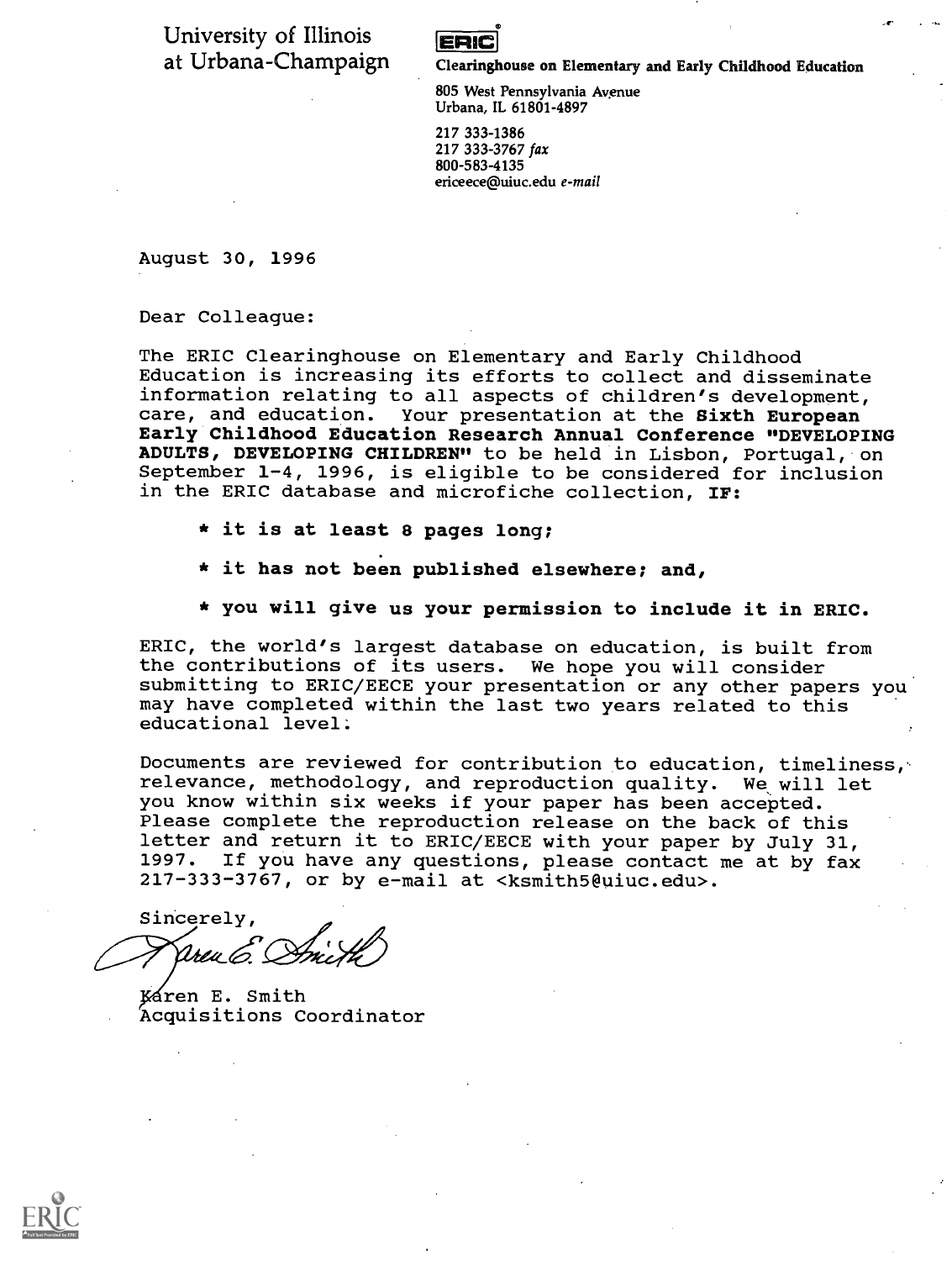University of Illinois
at Urbana-Champaign

ERIC®

**Clearinghouse on Elementary and Early Childhood Education**

805 West Pennsylvania Avenue
Urbana, IL 61801-4897

217 333-1386
217 333-3767 *fax*
800-583-4135
ericeece@uiuc.edu *e-mail*

August 30, 1996

Dear Colleague:

The ERIC Clearinghouse on Elementary and Early Childhood Education is increasing its efforts to collect and disseminate information relating to all aspects of children's development, care, and education. Your presentation at the **Sixth European Early Childhood Education Research Annual Conference "DEVELOPING ADULTS, DEVELOPING CHILDREN"** to be held in Lisbon, Portugal, on September 1-4, 1996, is eligible to be considered for inclusion in the ERIC database and microfiche collection, **IF:**

- **it is at least 8 pages long;**
- **it has not been published elsewhere; and,**
- **you will give us your permission to include it in ERIC.**

ERIC, the world's largest database on education, is built from the contributions of its users. We hope you will consider submitting to ERIC/EECE your presentation or any other papers you may have completed within the last two years related to this educational level.

Documents are reviewed for contribution to education, timeliness, relevance, methodology, and reproduction quality. We will let you know within six weeks if your paper has been accepted. Please complete the reproduction release on the back of this letter and return it to ERIC/EECE with your paper by July 31, 1997. If you have any questions, please contact me at by fax 217-333-3767, or by e-mail at <ksmith5@uiuc.edu>.

Sincerely,

Karen E. Smith

Karen E. Smith
Acquisitions Coordinator